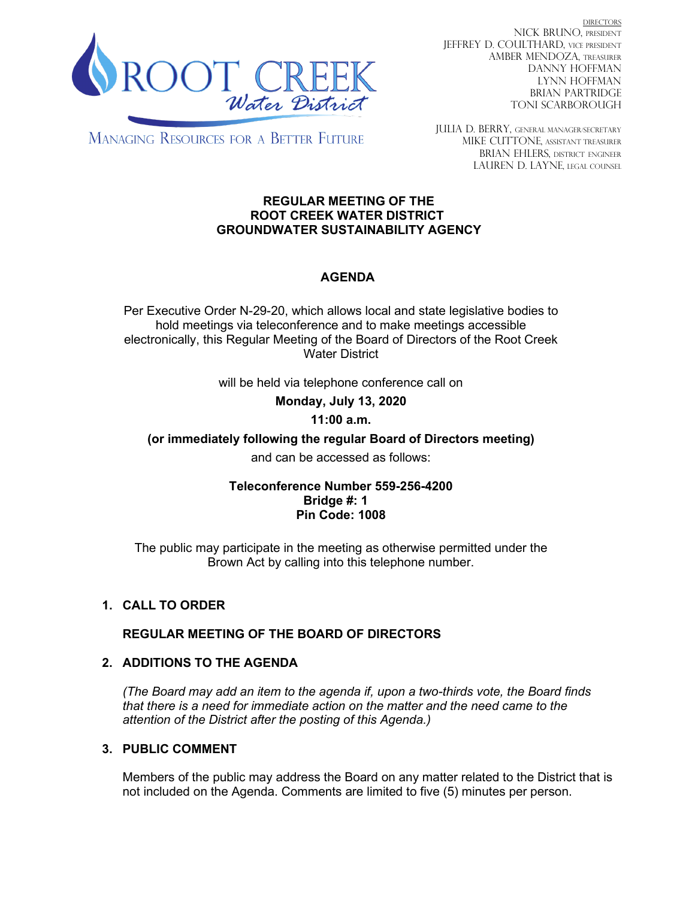ROOT CREEK *Water District*

MANAGING RESOURCES FOR A BETTER FUTURE

DIRECTORS
NICK BRUNO, PRESIDENT
JEFFREY D. COULTHARD, VICE PRESIDENT
AMBER MENDOZA, TREASURER
DANNY HOFFMAN
LYNN HOFFMAN
BRIAN PARTRIDGE
TONI SCARBOROUGH

JULIA D. BERRY, GENERAL MANAGER/SECRETARY
MIKE CUTTONE, ASSISTANT TREASURER
BRIAN EHLERS, DISTRICT ENGINEER
LAUREN D. LAYNE, LEGAL COUNSEL

**REGULAR MEETING OF THE**
**ROOT CREEK WATER DISTRICT**
**GROUNDWATER SUSTAINABILITY AGENCY**

**AGENDA**

Per Executive Order N-29-20, which allows local and state legislative bodies to hold meetings via teleconference and to make meetings accessible electronically, this Regular Meeting of the Board of Directors of the Root Creek Water District

will be held via telephone conference call on

**Monday, July 13, 2020**

**11:00 a.m.**

**(or immediately following the regular Board of Directors meeting)**

and can be accessed as follows:

**Teleconference Number 559-256-4200**
**Bridge #: 1**
**Pin Code: 1008**

The public may participate in the meeting as otherwise permitted under the Brown Act by calling into this telephone number.

1. **CALL TO ORDER**

   **REGULAR MEETING OF THE BOARD OF DIRECTORS**

2. **ADDITIONS TO THE AGENDA**

   *(The Board may add an item to the agenda if, upon a two-thirds vote, the Board finds that there is a need for immediate action on the matter and the need came to the attention of the District after the posting of this Agenda.)*

3. **PUBLIC COMMENT**

   Members of the public may address the Board on any matter related to the District that is not included on the Agenda. Comments are limited to five (5) minutes per person.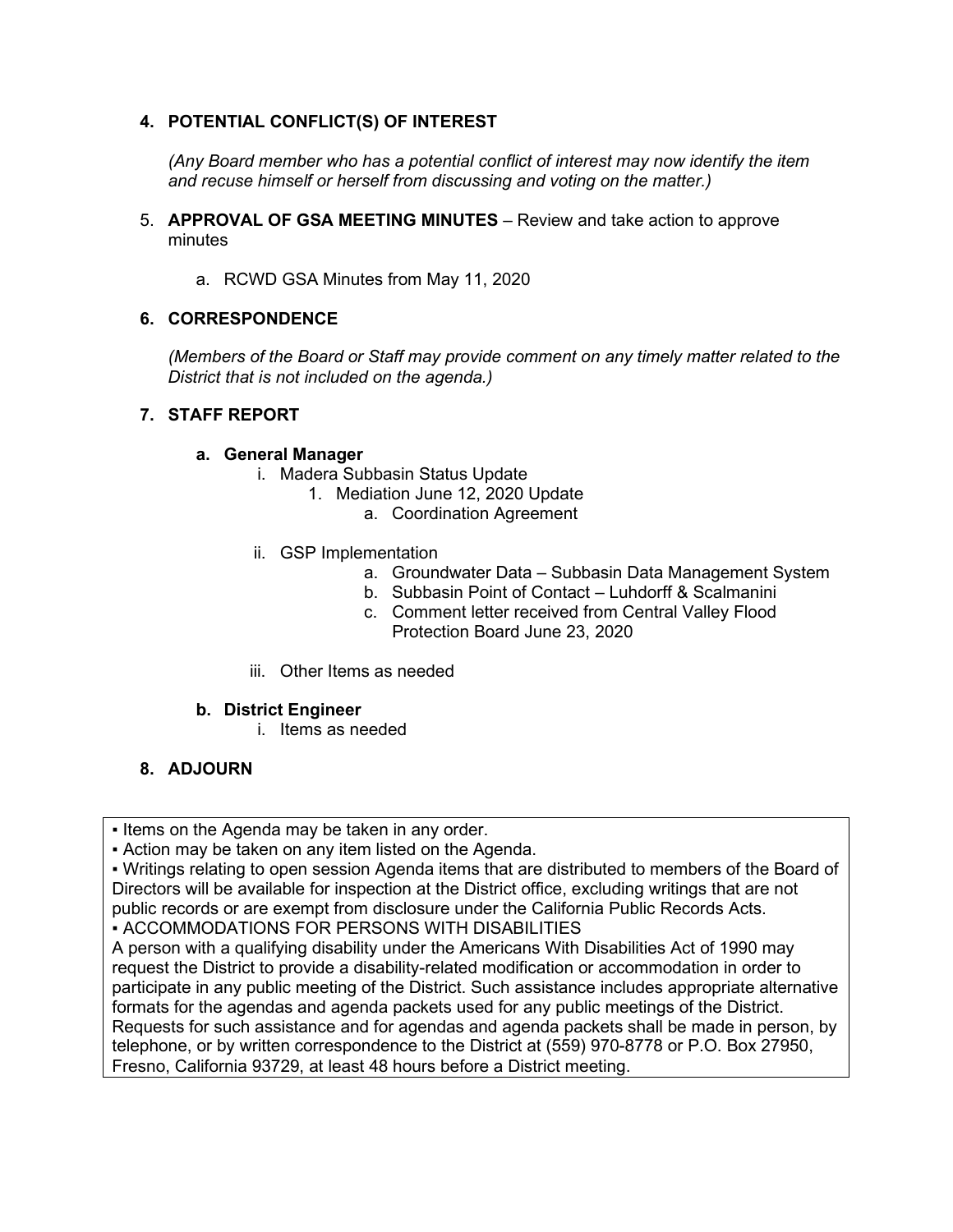**4. POTENTIAL CONFLICT(S) OF INTEREST**

*(Any Board member who has a potential conflict of interest may now identify the item and recuse himself or herself from discussing and voting on the matter.)*

5. **APPROVAL OF GSA MEETING MINUTES** – Review and take action to approve minutes

   a. RCWD GSA Minutes from May 11, 2020

**6. CORRESPONDENCE**

*(Members of the Board or Staff may provide comment on any timely matter related to the District that is not included on the agenda.)*

**7. STAFF REPORT**

**a. General Manager**

i. Madera Subbasin Status Update
   1. Mediation June 12, 2020 Update
      a. Coordination Agreement

ii. GSP Implementation
   a. Groundwater Data – Subbasin Data Management System
   b. Subbasin Point of Contact – Luhdorff & Scalmanini
   c. Comment letter received from Central Valley Flood Protection Board June 23, 2020

iii. Other Items as needed

**b. District Engineer**

i. Items as needed

**8. ADJOURN**

▪ Items on the Agenda may be taken in any order.
▪ Action may be taken on any item listed on the Agenda.
▪ Writings relating to open session Agenda items that are distributed to members of the Board of Directors will be available for inspection at the District office, excluding writings that are not public records or are exempt from disclosure under the California Public Records Acts.
▪ ACCOMMODATIONS FOR PERSONS WITH DISABILITIES
A person with a qualifying disability under the Americans With Disabilities Act of 1990 may request the District to provide a disability-related modification or accommodation in order to participate in any public meeting of the District. Such assistance includes appropriate alternative formats for the agendas and agenda packets used for any public meetings of the District. Requests for such assistance and for agendas and agenda packets shall be made in person, by telephone, or by written correspondence to the District at (559) 970-8778 or P.O. Box 27950, Fresno, California 93729, at least 48 hours before a District meeting.